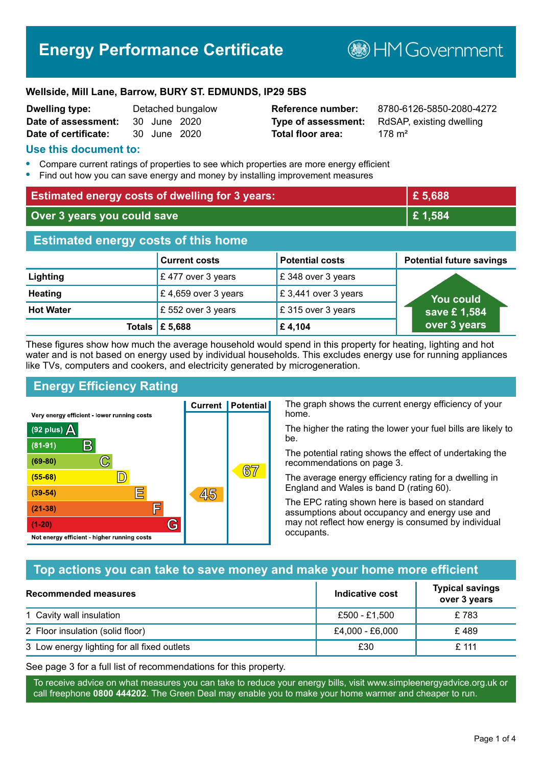# Energy Performance Certificate

HM Government

**Wellside, Mill Lane, Barrow, BURY ST. EDMUNDS, IP29 5BS**

| | | | |
|---|---|---|---|
| **Dwelling type:** | Detached bungalow | **Reference number:** | 8780-6126-5850-2080-4272 |
| **Date of assessment:** | 30 June 2020 | **Type of assessment:** | RdSAP, existing dwelling |
| **Date of certificate:** | 30 June 2020 | **Total floor area:** | 178 m² |

## Use this document to:

- Compare current ratings of properties to see which properties are more energy efficient
- Find out how you can save energy and money by installing improvement measures

| | |
|---|---|
| **Estimated energy costs of dwelling for 3 years:** | **£ 5,688** |
| **Over 3 years you could save** | **£ 1,584** |

## Estimated energy costs of this home

| | Current costs | Potential costs | Potential future savings |
|---|---|---|---|
| **Lighting** | £ 477 over 3 years | £ 348 over 3 years | You could save £ 1,584 over 3 years |
| **Heating** | £ 4,659 over 3 years | £ 3,441 over 3 years | |
| **Hot Water** | £ 552 over 3 years | £ 315 over 3 years | |
| **Totals** | **£ 5,688** | **£ 4,104** | |

These figures show how much the average household would spend in this property for heating, lighting and hot water and is not based on energy used by individual households. This excludes energy use for running appliances like TVs, computers and cookers, and electricity generated by microgeneration.

## Energy Efficiency Rating

Very energy efficient - lower running costs

| Rating | Current | Potential |
|---|---|---|
| (92 plus) A | | |
| (81-91) B | | |
| (69-80) C | | |
| (55-68) D | | 67 |
| (39-54) E | 45 | |
| (21-38) F | | |
| (1-20) G | | |

Not energy efficient - higher running costs

The graph shows the current energy efficiency of your home.

The higher the rating the lower your fuel bills are likely to be.

The potential rating shows the effect of undertaking the recommendations on page 3.

The average energy efficiency rating for a dwelling in England and Wales is band D (rating 60).

The EPC rating shown here is based on standard assumptions about occupancy and energy use and may not reflect how energy is consumed by individual occupants.

## Top actions you can take to save money and make your home more efficient

| Recommended measures | Indicative cost | Typical savings over 3 years |
|---|---|---|
| 1 Cavity wall insulation | £500 - £1,500 | £ 783 |
| 2 Floor insulation (solid floor) | £4,000 - £6,000 | £ 489 |
| 3 Low energy lighting for all fixed outlets | £30 | £ 111 |

See page 3 for a full list of recommendations for this property.

To receive advice on what measures you can take to reduce your energy bills, visit www.simpleenergyadvice.org.uk or call freephone **0800 444202**. The Green Deal may enable you to make your home warmer and cheaper to run.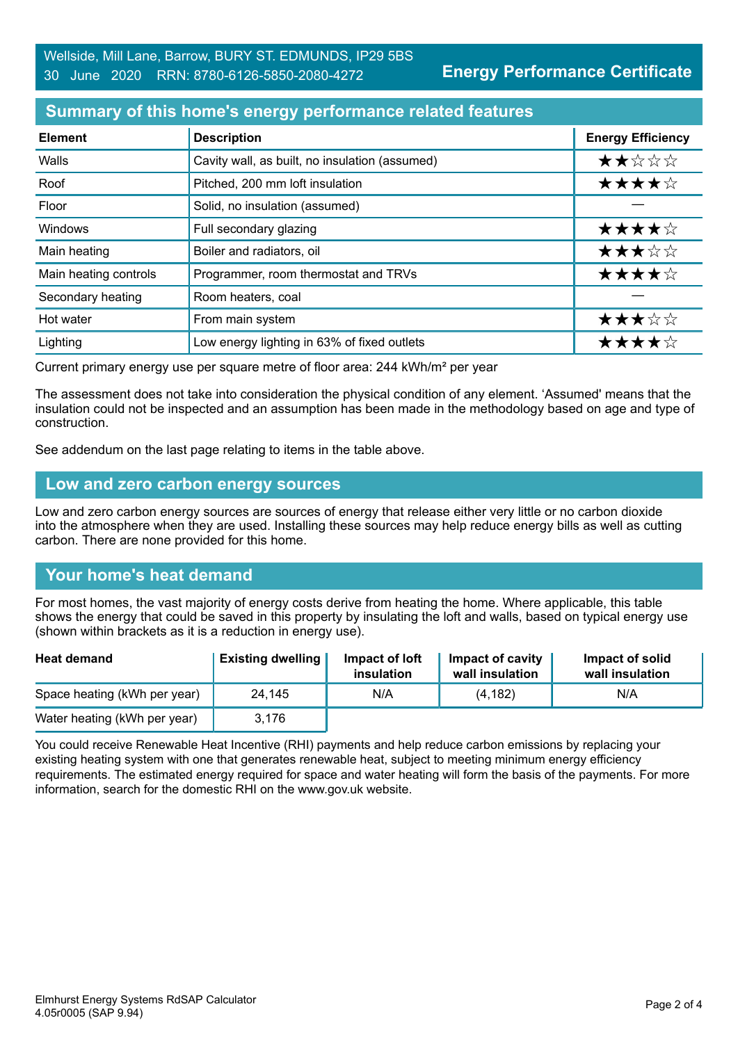Wellside, Mill Lane, Barrow, BURY ST. EDMUNDS, IP29 5BS
30 June 2020 RRN: 8780-6126-5850-2080-4272

**Energy Performance Certificate**

## Summary of this home's energy performance related features

| Element | Description | Energy Efficiency |
|---|---|---|
| Walls | Cavity wall, as built, no insulation (assumed) | ★★☆☆☆ |
| Roof | Pitched, 200 mm loft insulation | ★★★★☆ |
| Floor | Solid, no insulation (assumed) | — |
| Windows | Full secondary glazing | ★★★★☆ |
| Main heating | Boiler and radiators, oil | ★★★☆☆ |
| Main heating controls | Programmer, room thermostat and TRVs | ★★★★☆ |
| Secondary heating | Room heaters, coal | — |
| Hot water | From main system | ★★★☆☆ |
| Lighting | Low energy lighting in 63% of fixed outlets | ★★★★☆ |

Current primary energy use per square metre of floor area: 244 kWh/m² per year

The assessment does not take into consideration the physical condition of any element. 'Assumed' means that the insulation could not be inspected and an assumption has been made in the methodology based on age and type of construction.

See addendum on the last page relating to items in the table above.

## Low and zero carbon energy sources

Low and zero carbon energy sources are sources of energy that release either very little or no carbon dioxide into the atmosphere when they are used. Installing these sources may help reduce energy bills as well as cutting carbon. There are none provided for this home.

## Your home's heat demand

For most homes, the vast majority of energy costs derive from heating the home. Where applicable, this table shows the energy that could be saved in this property by insulating the loft and walls, based on typical energy use (shown within brackets as it is a reduction in energy use).

| Heat demand | Existing dwelling | Impact of loft insulation | Impact of cavity wall insulation | Impact of solid wall insulation |
|---|---|---|---|---|
| Space heating (kWh per year) | 24,145 | N/A | (4,182) | N/A |
| Water heating (kWh per year) | 3,176 | | | |

You could receive Renewable Heat Incentive (RHI) payments and help reduce carbon emissions by replacing your existing heating system with one that generates renewable heat, subject to meeting minimum energy efficiency requirements. The estimated energy required for space and water heating will form the basis of the payments. For more information, search for the domestic RHI on the www.gov.uk website.

Elmhurst Energy Systems RdSAP Calculator
4.05r0005 (SAP 9.94)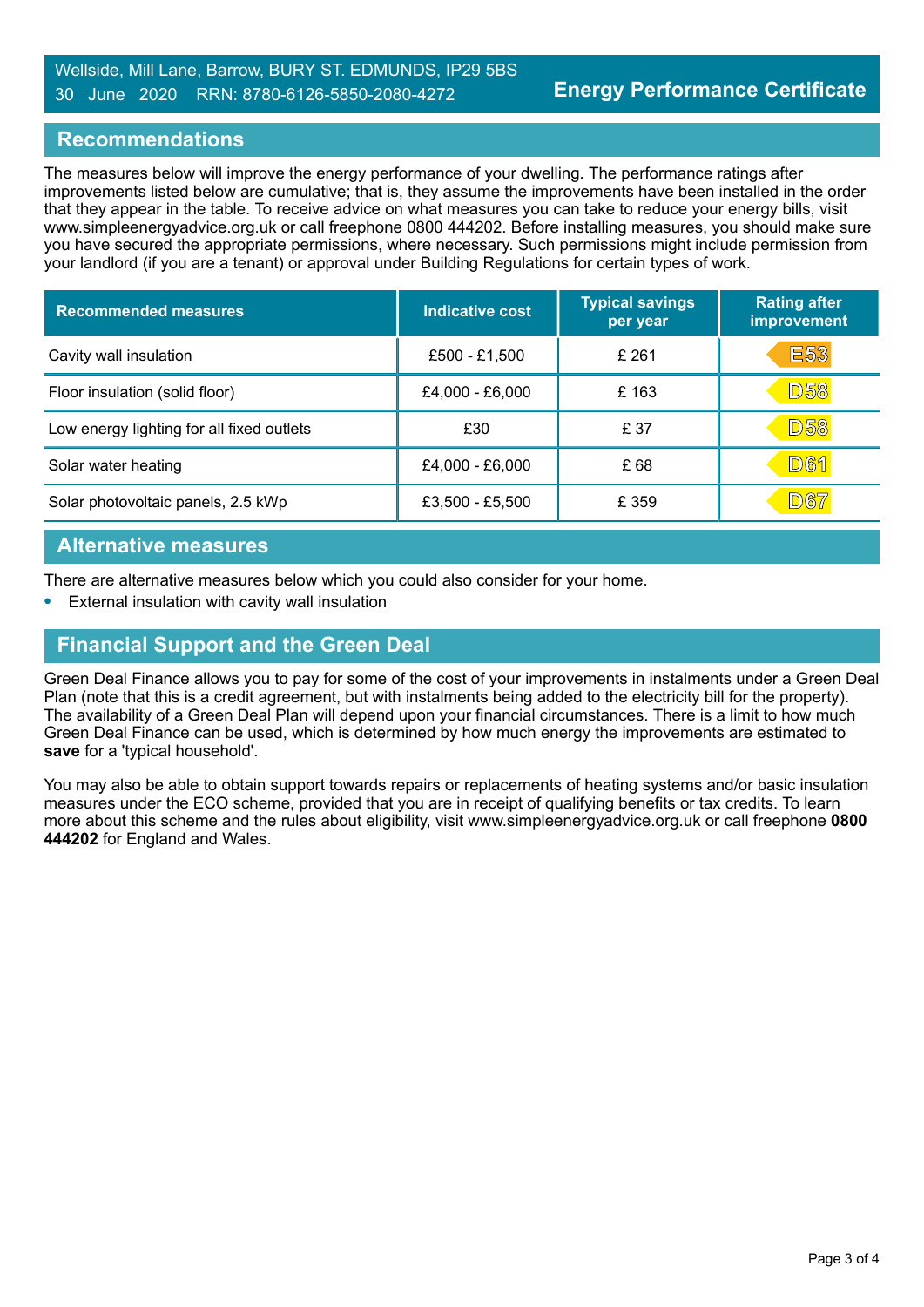Wellside, Mill Lane, Barrow, BURY ST. EDMUNDS, IP29 5BS
30 June 2020 RRN: 8780-6126-5850-2080-4272

**Energy Performance Certificate**

## Recommendations

The measures below will improve the energy performance of your dwelling. The performance ratings after improvements listed below are cumulative; that is, they assume the improvements have been installed in the order that they appear in the table. To receive advice on what measures you can take to reduce your energy bills, visit www.simpleenergyadvice.org.uk or call freephone 0800 444202. Before installing measures, you should make sure you have secured the appropriate permissions, where necessary. Such permissions might include permission from your landlord (if you are a tenant) or approval under Building Regulations for certain types of work.

| Recommended measures | Indicative cost | Typical savings per year | Rating after improvement |
|---|---|---|---|
| Cavity wall insulation | £500 - £1,500 | £ 261 | E53 |
| Floor insulation (solid floor) | £4,000 - £6,000 | £ 163 | D58 |
| Low energy lighting for all fixed outlets | £30 | £ 37 | D58 |
| Solar water heating | £4,000 - £6,000 | £ 68 | D61 |
| Solar photovoltaic panels, 2.5 kWp | £3,500 - £5,500 | £ 359 | D67 |

## Alternative measures

There are alternative measures below which you could also consider for your home.

- External insulation with cavity wall insulation

## Financial Support and the Green Deal

Green Deal Finance allows you to pay for some of the cost of your improvements in instalments under a Green Deal Plan (note that this is a credit agreement, but with instalments being added to the electricity bill for the property). The availability of a Green Deal Plan will depend upon your financial circumstances. There is a limit to how much Green Deal Finance can be used, which is determined by how much energy the improvements are estimated to **save** for a 'typical household'.

You may also be able to obtain support towards repairs or replacements of heating systems and/or basic insulation measures under the ECO scheme, provided that you are in receipt of qualifying benefits or tax credits. To learn more about this scheme and the rules about eligibility, visit www.simpleenergyadvice.org.uk or call freephone **0800 444202** for England and Wales.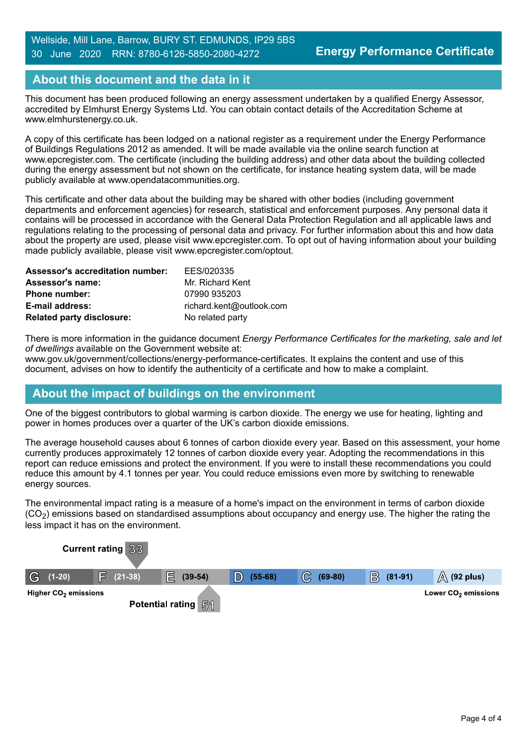Wellside, Mill Lane, Barrow, BURY ST. EDMUNDS, IP29 5BS
30 June 2020 RRN: 8780-6126-5850-2080-4272

**Energy Performance Certificate**

## About this document and the data in it

This document has been produced following an energy assessment undertaken by a qualified Energy Assessor, accredited by Elmhurst Energy Systems Ltd. You can obtain contact details of the Accreditation Scheme at www.elmhurstenergy.co.uk.

A copy of this certificate has been lodged on a national register as a requirement under the Energy Performance of Buildings Regulations 2012 as amended. It will be made available via the online search function at www.epcregister.com. The certificate (including the building address) and other data about the building collected during the energy assessment but not shown on the certificate, for instance heating system data, will be made publicly available at www.opendatacommunities.org.

This certificate and other data about the building may be shared with other bodies (including government departments and enforcement agencies) for research, statistical and enforcement purposes. Any personal data it contains will be processed in accordance with the General Data Protection Regulation and all applicable laws and regulations relating to the processing of personal data and privacy. For further information about this and how data about the property are used, please visit www.epcregister.com. To opt out of having information about your building made publicly available, please visit www.epcregister.com/optout.

| | |
|---|---|
| **Assessor's accreditation number:** | EES/020335 |
| **Assessor's name:** | Mr. Richard Kent |
| **Phone number:** | 07990 935203 |
| **E-mail address:** | richard.kent@outlook.com |
| **Related party disclosure:** | No related party |

There is more information in the guidance document *Energy Performance Certificates for the marketing, sale and let of dwellings* available on the Government website at: www.gov.uk/government/collections/energy-performance-certificates. It explains the content and use of this document, advises on how to identify the authenticity of a certificate and how to make a complaint.

## About the impact of buildings on the environment

One of the biggest contributors to global warming is carbon dioxide. The energy we use for heating, lighting and power in homes produces over a quarter of the UK's carbon dioxide emissions.

The average household causes about 6 tonnes of carbon dioxide every year. Based on this assessment, your home currently produces approximately 12 tonnes of carbon dioxide every year. Adopting the recommendations in this report can reduce emissions and protect the environment. If you were to install these recommendations you could reduce this amount by 4.1 tonnes per year. You could reduce emissions even more by switching to renewable energy sources.

The environmental impact rating is a measure of a home's impact on the environment in terms of carbon dioxide ($CO_2$) emissions based on standardised assumptions about occupancy and energy use. The higher the rating the less impact it has on the environment.

Current rating 33

G (1-20)
F (21-38)
E (39-54)
D (55-68)
C (69-80)
B (81-91)
A (92 plus)

Higher $CO_2$ emissions
Lower $CO_2$ emissions

Potential rating 51